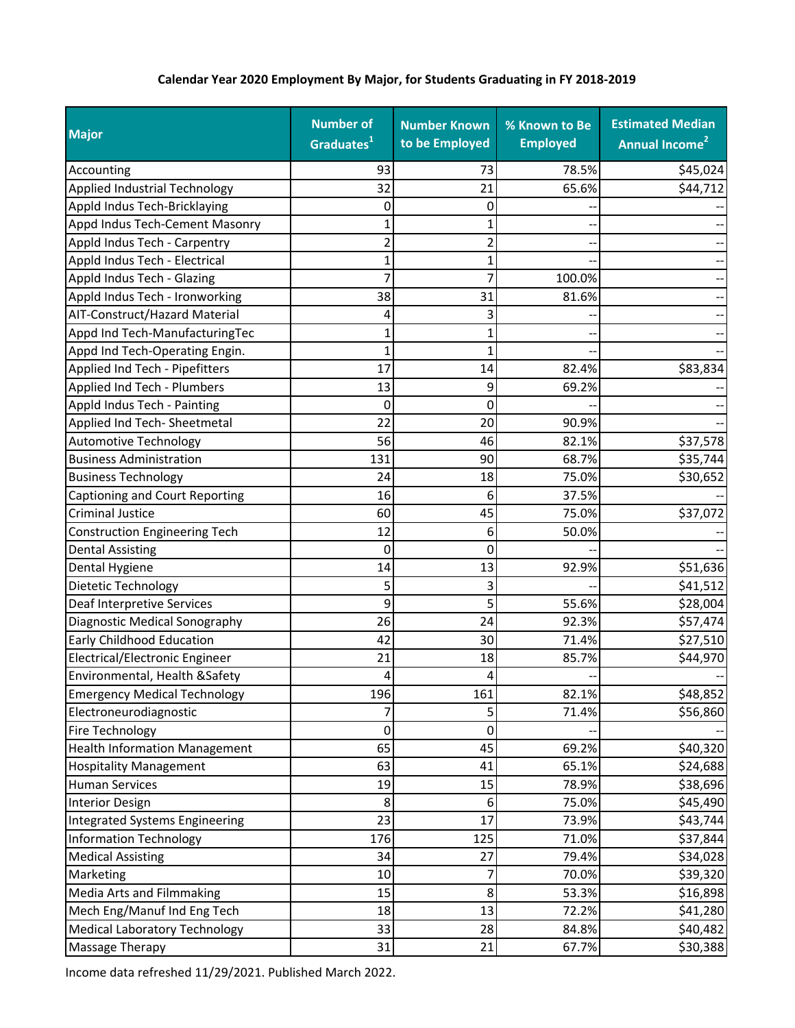**Calendar Year 2020 Employment By Major, for Students Graduating in FY 2018-2019**

| Major | Number of Graduates[1] | Number Known to be Employed | % Known to Be Employed | Estimated Median Annual Income[2] |
|---|---|---|---|---|
| Accounting | 93 | 73 | 78.5% | $45,024 |
| Applied Industrial Technology | 32 | 21 | 65.6% | $44,712 |
| Appld Indus Tech-Bricklaying | 0 | 0 | -- | -- |
| Appd Indus Tech-Cement Masonry | 1 | 1 | -- | -- |
| Appld Indus Tech - Carpentry | 2 | 2 | -- | -- |
| Appld Indus Tech - Electrical | 1 | 1 | -- | -- |
| Appld Indus Tech - Glazing | 7 | 7 | 100.0% | -- |
| Appld Indus Tech - Ironworking | 38 | 31 | 81.6% | -- |
| AIT-Construct/Hazard Material | 4 | 3 | -- | -- |
| Appd Ind Tech-ManufacturingTec | 1 | 1 | -- | -- |
| Appd Ind Tech-Operating Engin. | 1 | 1 | -- | -- |
| Applied Ind Tech - Pipefitters | 17 | 14 | 82.4% | $83,834 |
| Applied Ind Tech - Plumbers | 13 | 9 | 69.2% | -- |
| Appld Indus Tech - Painting | 0 | 0 | -- | -- |
| Applied Ind Tech- Sheetmetal | 22 | 20 | 90.9% | -- |
| Automotive Technology | 56 | 46 | 82.1% | $37,578 |
| Business Administration | 131 | 90 | 68.7% | $35,744 |
| Business Technology | 24 | 18 | 75.0% | $30,652 |
| Captioning and Court Reporting | 16 | 6 | 37.5% | -- |
| Criminal Justice | 60 | 45 | 75.0% | $37,072 |
| Construction Engineering Tech | 12 | 6 | 50.0% | -- |
| Dental Assisting | 0 | 0 | -- | -- |
| Dental Hygiene | 14 | 13 | 92.9% | $51,636 |
| Dietetic Technology | 5 | 3 | -- | $41,512 |
| Deaf Interpretive Services | 9 | 5 | 55.6% | $28,004 |
| Diagnostic Medical Sonography | 26 | 24 | 92.3% | $57,474 |
| Early Childhood Education | 42 | 30 | 71.4% | $27,510 |
| Electrical/Electronic Engineer | 21 | 18 | 85.7% | $44,970 |
| Environmental, Health &Safety | 4 | 4 | -- | -- |
| Emergency Medical Technology | 196 | 161 | 82.1% | $48,852 |
| Electroneurodiagnostic | 7 | 5 | 71.4% | $56,860 |
| Fire Technology | 0 | 0 | -- | -- |
| Health Information Management | 65 | 45 | 69.2% | $40,320 |
| Hospitality Management | 63 | 41 | 65.1% | $24,688 |
| Human Services | 19 | 15 | 78.9% | $38,696 |
| Interior Design | 8 | 6 | 75.0% | $45,490 |
| Integrated Systems Engineering | 23 | 17 | 73.9% | $43,744 |
| Information Technology | 176 | 125 | 71.0% | $37,844 |
| Medical Assisting | 34 | 27 | 79.4% | $34,028 |
| Marketing | 10 | 7 | 70.0% | $39,320 |
| Media Arts and Filmmaking | 15 | 8 | 53.3% | $16,898 |
| Mech Eng/Manuf Ind Eng Tech | 18 | 13 | 72.2% | $41,280 |
| Medical Laboratory Technology | 33 | 28 | 84.8% | $40,482 |
| Massage Therapy | 31 | 21 | 67.7% | $30,388 |

Income data refreshed 11/29/2021. Published March 2022.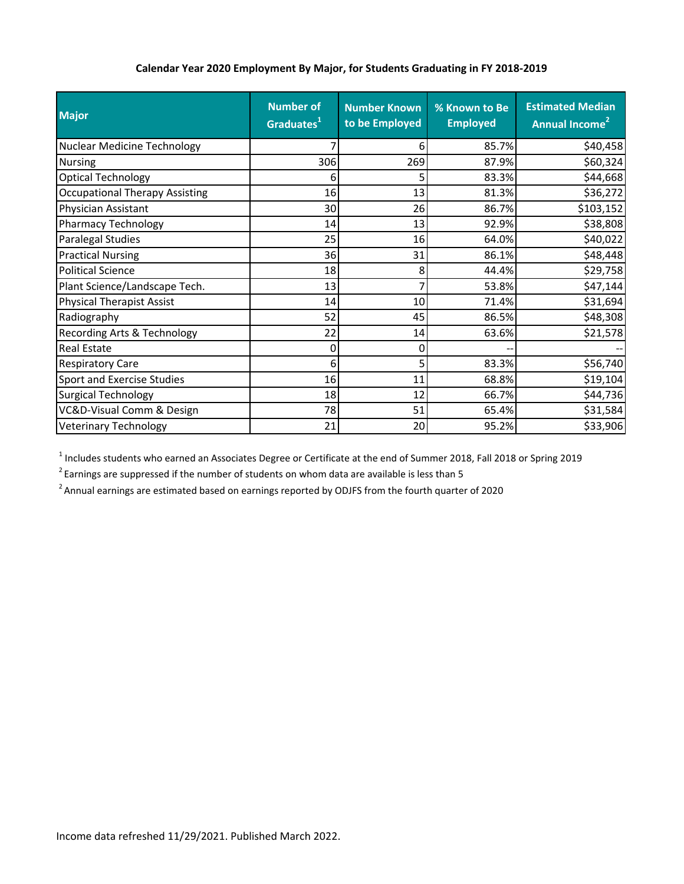**Calendar Year 2020 Employment By Major, for Students Graduating in FY 2018-2019**

| Major | Number of Graduates[1] | Number Known to be Employed | % Known to Be Employed | Estimated Median Annual Income[2] |
|---|---|---|---|---|
| Nuclear Medicine Technology | 7 | 6 | 85.7% | $40,458 |
| Nursing | 306 | 269 | 87.9% | $60,324 |
| Optical Technology | 6 | 5 | 83.3% | $44,668 |
| Occupational Therapy Assisting | 16 | 13 | 81.3% | $36,272 |
| Physician Assistant | 30 | 26 | 86.7% | $103,152 |
| Pharmacy Technology | 14 | 13 | 92.9% | $38,808 |
| Paralegal Studies | 25 | 16 | 64.0% | $40,022 |
| Practical Nursing | 36 | 31 | 86.1% | $48,448 |
| Political Science | 18 | 8 | 44.4% | $29,758 |
| Plant Science/Landscape Tech. | 13 | 7 | 53.8% | $47,144 |
| Physical Therapist Assist | 14 | 10 | 71.4% | $31,694 |
| Radiography | 52 | 45 | 86.5% | $48,308 |
| Recording Arts & Technology | 22 | 14 | 63.6% | $21,578 |
| Real Estate | 0 | 0 | -- | -- |
| Respiratory Care | 6 | 5 | 83.3% | $56,740 |
| Sport and Exercise Studies | 16 | 11 | 68.8% | $19,104 |
| Surgical Technology | 18 | 12 | 66.7% | $44,736 |
| VC&D-Visual Comm & Design | 78 | 51 | 65.4% | $31,584 |
| Veterinary Technology | 21 | 20 | 95.2% | $33,906 |

[1] Includes students who earned an Associates Degree or Certificate at the end of Summer 2018, Fall 2018 or Spring 2019

[2] Earnings are suppressed if the number of students on whom data are available is less than 5

[2] Annual earnings are estimated based on earnings reported by ODJFS from the fourth quarter of 2020

Income data refreshed 11/29/2021. Published March 2022.